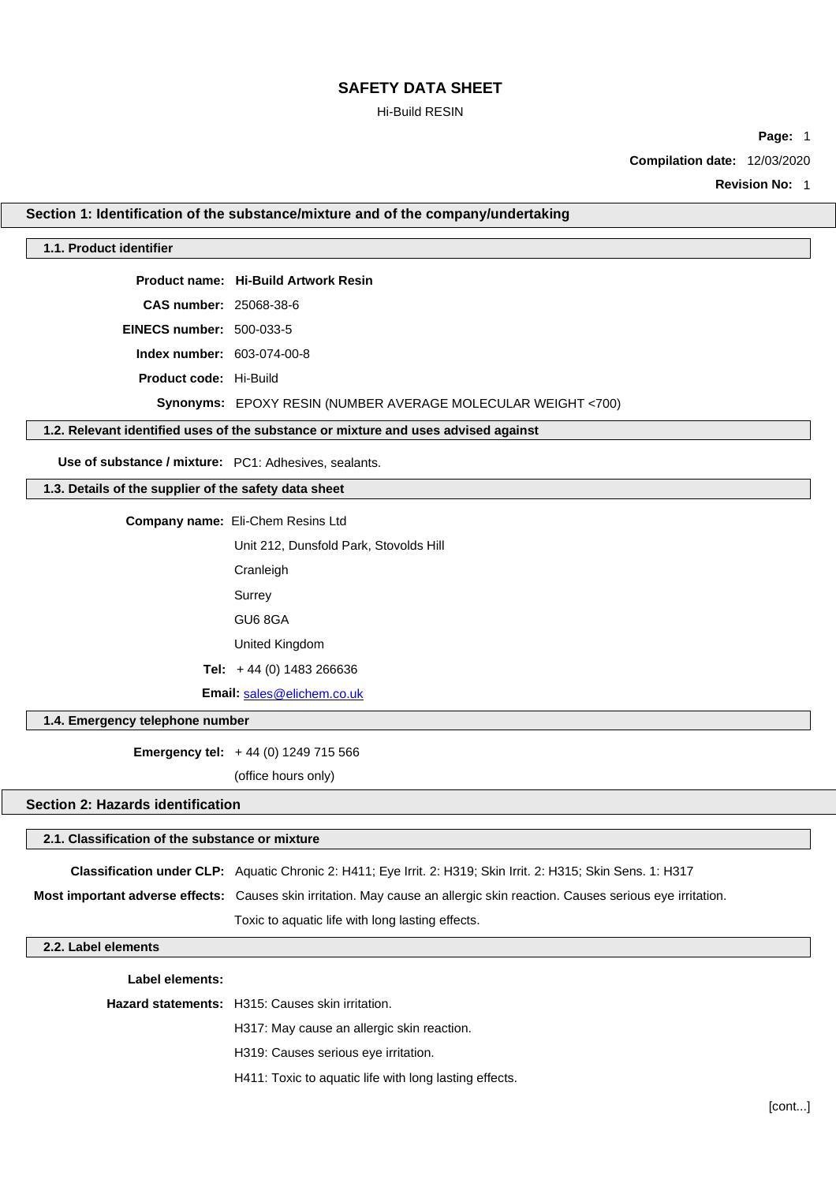# SAFETY DATA SHEET

Hi-Build RESIN

**Page:** 1

**Compilation date:** 12/03/2020

**Revision No:** 1

## Section 1: Identification of the substance/mixture and of the company/undertaking

### 1.1. Product identifier

**Product name:** **Hi-Build Artwork Resin**

**CAS number:** 25068-38-6

**EINECS number:** 500-033-5

**Index number:** 603-074-00-8

**Product code:** Hi-Build

**Synonyms:** EPOXY RESIN (NUMBER AVERAGE MOLECULAR WEIGHT <700)

### 1.2. Relevant identified uses of the substance or mixture and uses advised against

**Use of substance / mixture:** PC1: Adhesives, sealants.

### 1.3. Details of the supplier of the safety data sheet

**Company name:** Eli-Chem Resins Ltd

Unit 212, Dunsfold Park, Stovolds Hill

Cranleigh

Surrey

GU6 8GA

United Kingdom

**Tel:** + 44 (0) 1483 266636

**Email:** sales@elichem.co.uk

### 1.4. Emergency telephone number

**Emergency tel:** + 44 (0) 1249 715 566

(office hours only)

## Section 2: Hazards identification

### 2.1. Classification of the substance or mixture

**Classification under CLP:** Aquatic Chronic 2: H411; Eye Irrit. 2: H319; Skin Irrit. 2: H315; Skin Sens. 1: H317

**Most important adverse effects:** Causes skin irritation. May cause an allergic skin reaction. Causes serious eye irritation. Toxic to aquatic life with long lasting effects.

### 2.2. Label elements

**Label elements:**

**Hazard statements:** H315: Causes skin irritation.

H317: May cause an allergic skin reaction.

H319: Causes serious eye irritation.

H411: Toxic to aquatic life with long lasting effects.

[cont...]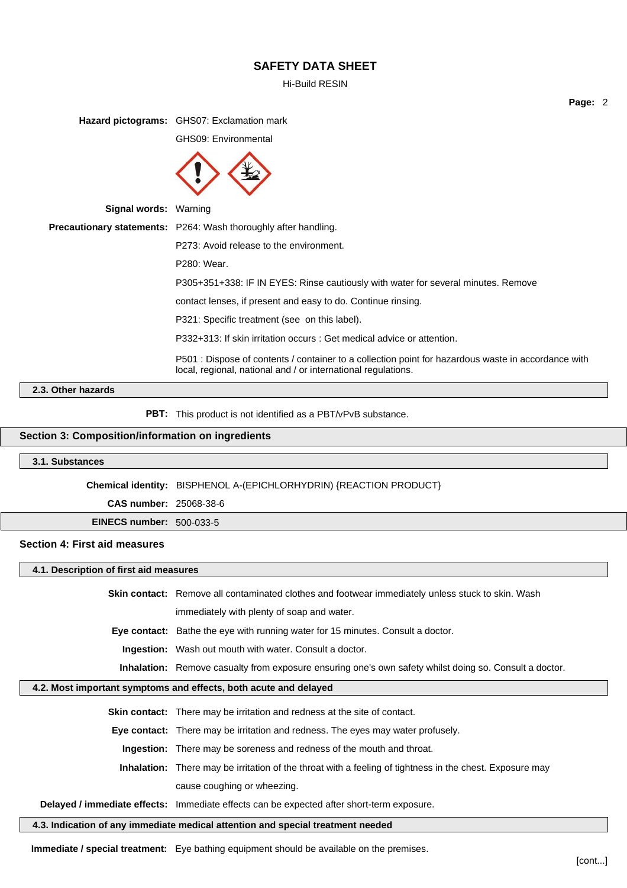**Hazard pictograms:** GHS07: Exclamation mark

GHS09: Environmental

**Signal words:** Warning

**Precautionary statements:** P264: Wash thoroughly after handling.

P273: Avoid release to the environment.

P280: Wear.

P305+351+338: IF IN EYES: Rinse cautiously with water for several minutes. Remove contact lenses, if present and easy to do. Continue rinsing.

P321: Specific treatment (see  on this label).

P332+313: If skin irritation occurs : Get medical advice or attention.

P501 : Dispose of contents / container to a collection point for hazardous waste in accordance with local, regional, national and / or international regulations.

### 2.3. Other hazards

**PBT:** This product is not identified as a PBT/vPvB substance.

## Section 3: Composition/information on ingredients

### 3.1. Substances

**Chemical identity:** BISPHENOL A-(EPICHLORHYDRIN) {REACTION PRODUCT}

**CAS number:** 25068-38-6

**EINECS number:** 500-033-5

## Section 4: First aid measures

### 4.1. Description of first aid measures

**Skin contact:** Remove all contaminated clothes and footwear immediately unless stuck to skin. Wash immediately with plenty of soap and water.

**Eye contact:** Bathe the eye with running water for 15 minutes. Consult a doctor.

**Ingestion:** Wash out mouth with water. Consult a doctor.

**Inhalation:** Remove casualty from exposure ensuring one's own safety whilst doing so. Consult a doctor.

### 4.2. Most important symptoms and effects, both acute and delayed

**Skin contact:** There may be irritation and redness at the site of contact.

**Eye contact:** There may be irritation and redness. The eyes may water profusely.

**Ingestion:** There may be soreness and redness of the mouth and throat.

**Inhalation:** There may be irritation of the throat with a feeling of tightness in the chest. Exposure may cause coughing or wheezing.

**Delayed / immediate effects:** Immediate effects can be expected after short-term exposure.

### 4.3. Indication of any immediate medical attention and special treatment needed

**Immediate / special treatment:** Eye bathing equipment should be available on the premises.

[cont...]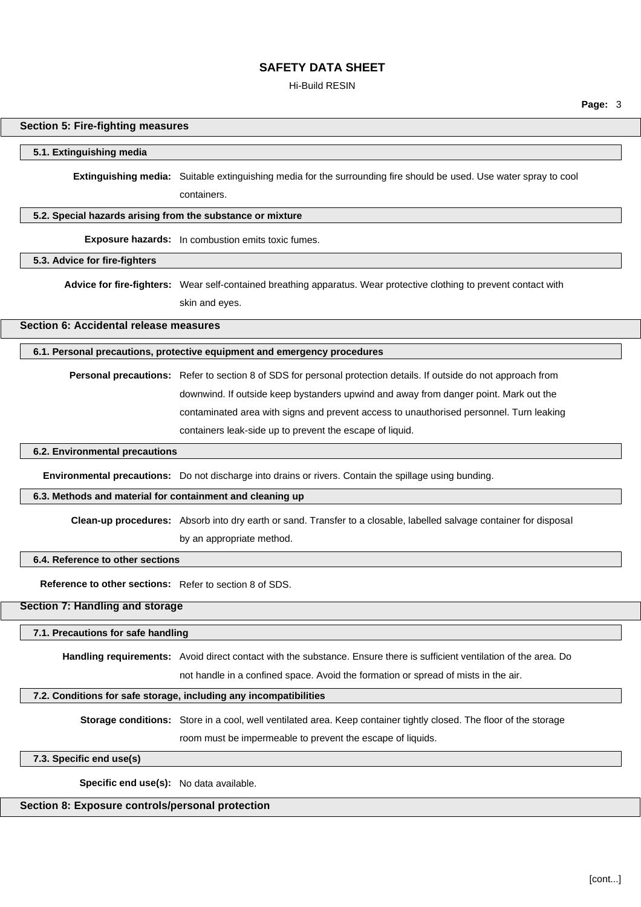## Section 5: Fire-fighting measures

### 5.1. Extinguishing media

**Extinguishing media:** Suitable extinguishing media for the surrounding fire should be used. Use water spray to cool containers.

### 5.2. Special hazards arising from the substance or mixture

**Exposure hazards:** In combustion emits toxic fumes.

### 5.3. Advice for fire-fighters

**Advice for fire-fighters:** Wear self-contained breathing apparatus. Wear protective clothing to prevent contact with skin and eyes.

## Section 6: Accidental release measures

### 6.1. Personal precautions, protective equipment and emergency procedures

**Personal precautions:** Refer to section 8 of SDS for personal protection details. If outside do not approach from downwind. If outside keep bystanders upwind and away from danger point. Mark out the contaminated area with signs and prevent access to unauthorised personnel. Turn leaking containers leak-side up to prevent the escape of liquid.

### 6.2. Environmental precautions

**Environmental precautions:** Do not discharge into drains or rivers. Contain the spillage using bunding.

### 6.3. Methods and material for containment and cleaning up

**Clean-up procedures:** Absorb into dry earth or sand. Transfer to a closable, labelled salvage container for disposal by an appropriate method.

### 6.4. Reference to other sections

**Reference to other sections:** Refer to section 8 of SDS.

## Section 7: Handling and storage

### 7.1. Precautions for safe handling

**Handling requirements:** Avoid direct contact with the substance. Ensure there is sufficient ventilation of the area. Do not handle in a confined space. Avoid the formation or spread of mists in the air.

### 7.2. Conditions for safe storage, including any incompatibilities

**Storage conditions:** Store in a cool, well ventilated area. Keep container tightly closed. The floor of the storage room must be impermeable to prevent the escape of liquids.

### 7.3. Specific end use(s)

**Specific end use(s):** No data available.

## Section 8: Exposure controls/personal protection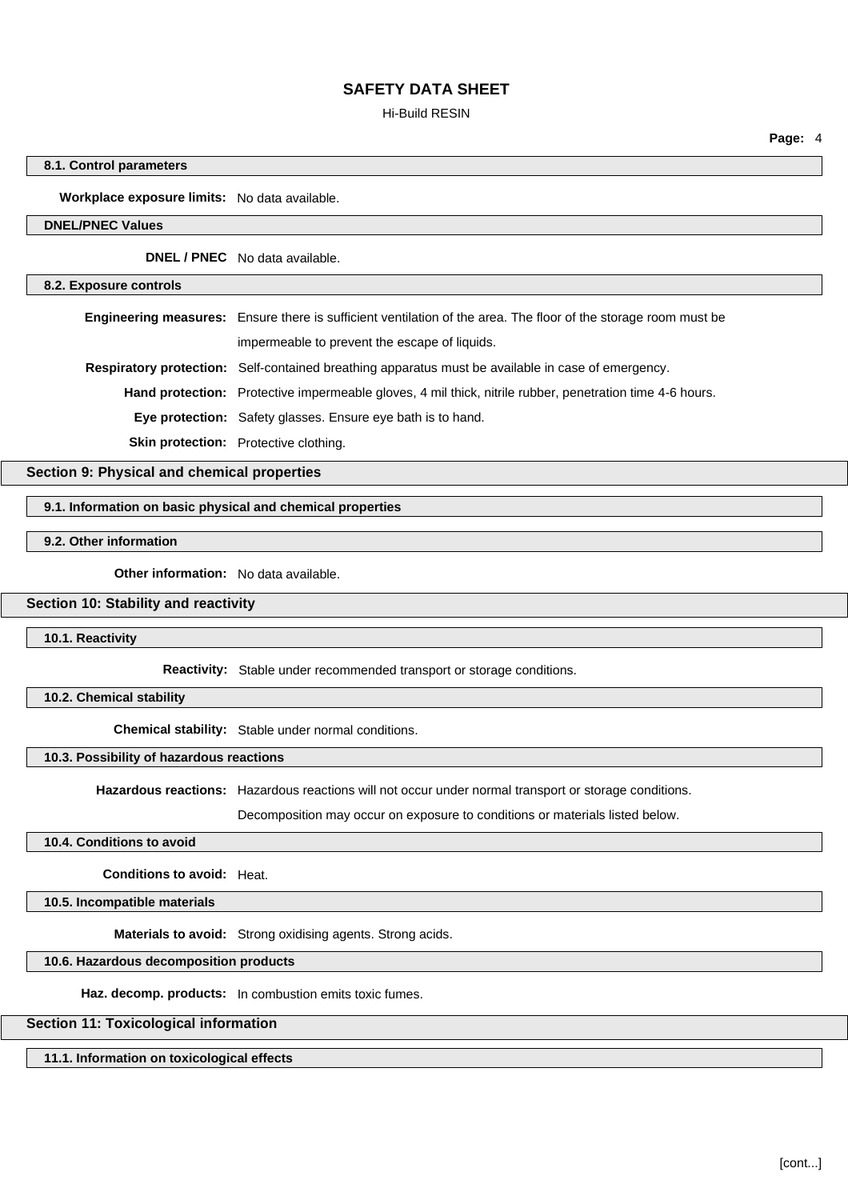### 8.1. Control parameters

**Workplace exposure limits:** No data available.

### DNEL/PNEC Values

**DNEL / PNEC** No data available.

### 8.2. Exposure controls

**Engineering measures:** Ensure there is sufficient ventilation of the area. The floor of the storage room must be impermeable to prevent the escape of liquids.

**Respiratory protection:** Self-contained breathing apparatus must be available in case of emergency.

**Hand protection:** Protective impermeable gloves, 4 mil thick, nitrile rubber, penetration time 4-6 hours.

**Eye protection:** Safety glasses. Ensure eye bath is to hand.

**Skin protection:** Protective clothing.

## Section 9: Physical and chemical properties

### 9.1. Information on basic physical and chemical properties

### 9.2. Other information

**Other information:** No data available.

## Section 10: Stability and reactivity

### 10.1. Reactivity

**Reactivity:** Stable under recommended transport or storage conditions.

### 10.2. Chemical stability

**Chemical stability:** Stable under normal conditions.

### 10.3. Possibility of hazardous reactions

**Hazardous reactions:** Hazardous reactions will not occur under normal transport or storage conditions. Decomposition may occur on exposure to conditions or materials listed below.

### 10.4. Conditions to avoid

**Conditions to avoid:** Heat.

### 10.5. Incompatible materials

**Materials to avoid:** Strong oxidising agents. Strong acids.

### 10.6. Hazardous decomposition products

**Haz. decomp. products:** In combustion emits toxic fumes.

## Section 11: Toxicological information

### 11.1. Information on toxicological effects

[cont...]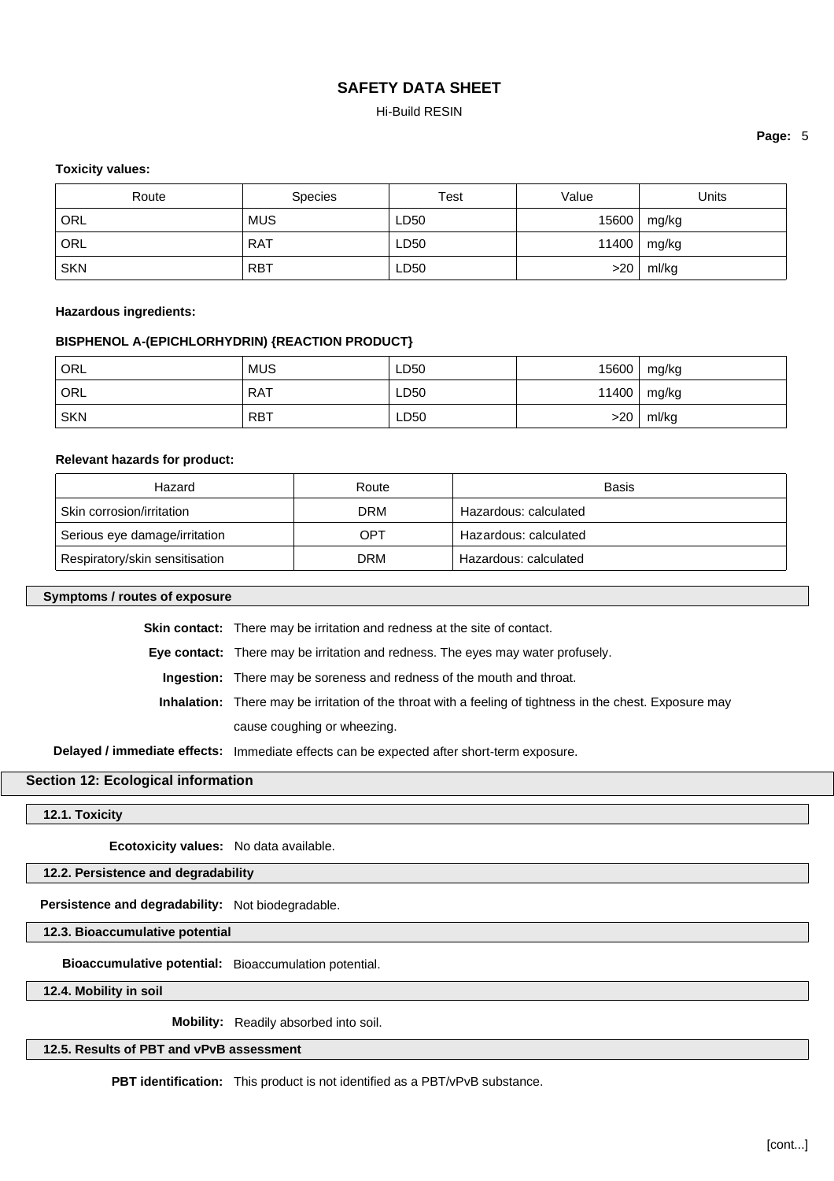**Toxicity values:**

| Route | Species | Test | Value | Units |
|---|---|---|---|---|
| ORL | MUS | LD50 | 15600 | mg/kg |
| ORL | RAT | LD50 | 11400 | mg/kg |
| SKN | RBT | LD50 | >20 | ml/kg |

**Hazardous ingredients:**

**BISPHENOL A-(EPICHLORHYDRIN) {REACTION PRODUCT}**

| Route | Species | Test | Value | Units |
|---|---|---|---|---|
| ORL | MUS | LD50 | 15600 | mg/kg |
| ORL | RAT | LD50 | 11400 | mg/kg |
| SKN | RBT | LD50 | >20 | ml/kg |

**Relevant hazards for product:**

| Hazard | Route | Basis |
|---|---|---|
| Skin corrosion/irritation | DRM | Hazardous: calculated |
| Serious eye damage/irritation | OPT | Hazardous: calculated |
| Respiratory/skin sensitisation | DRM | Hazardous: calculated |

### Symptoms / routes of exposure

**Skin contact:** There may be irritation and redness at the site of contact.

**Eye contact:** There may be irritation and redness. The eyes may water profusely.

**Ingestion:** There may be soreness and redness of the mouth and throat.

**Inhalation:** There may be irritation of the throat with a feeling of tightness in the chest. Exposure may cause coughing or wheezing.

**Delayed / immediate effects:** Immediate effects can be expected after short-term exposure.

## Section 12: Ecological information

### 12.1. Toxicity

**Ecotoxicity values:** No data available.

### 12.2. Persistence and degradability

**Persistence and degradability:** Not biodegradable.

### 12.3. Bioaccumulative potential

**Bioaccumulative potential:** Bioaccumulation potential.

### 12.4. Mobility in soil

**Mobility:** Readily absorbed into soil.

### 12.5. Results of PBT and vPvB assessment

**PBT identification:** This product is not identified as a PBT/vPvB substance.

[cont...]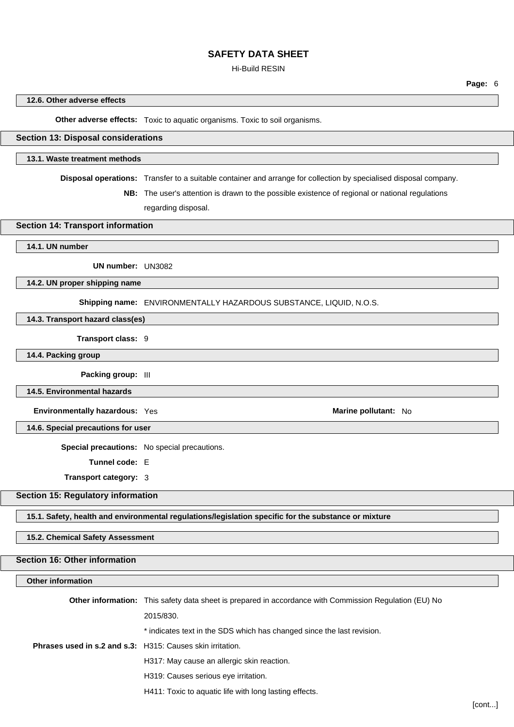### 12.6. Other adverse effects

**Other adverse effects:** Toxic to aquatic organisms. Toxic to soil organisms.

## Section 13: Disposal considerations

### 13.1. Waste treatment methods

**Disposal operations:** Transfer to a suitable container and arrange for collection by specialised disposal company.

**NB:** The user's attention is drawn to the possible existence of regional or national regulations regarding disposal.

## Section 14: Transport information

### 14.1. UN number

**UN number:** UN3082

### 14.2. UN proper shipping name

**Shipping name:** ENVIRONMENTALLY HAZARDOUS SUBSTANCE, LIQUID, N.O.S.

### 14.3. Transport hazard class(es)

**Transport class:** 9

### 14.4. Packing group

**Packing group:** III

### 14.5. Environmental hazards

**Environmentally hazardous:** Yes

**Marine pollutant:** No

### 14.6. Special precautions for user

**Special precautions:** No special precautions.

**Tunnel code:** E

**Transport category:** 3

## Section 15: Regulatory information

### 15.1. Safety, health and environmental regulations/legislation specific for the substance or mixture

### 15.2. Chemical Safety Assessment

## Section 16: Other information

### Other information

**Other information:** This safety data sheet is prepared in accordance with Commission Regulation (EU) No 2015/830.

* indicates text in the SDS which has changed since the last revision.

**Phrases used in s.2 and s.3:** H315: Causes skin irritation.

H317: May cause an allergic skin reaction.

H319: Causes serious eye irritation.

H411: Toxic to aquatic life with long lasting effects.

[cont...]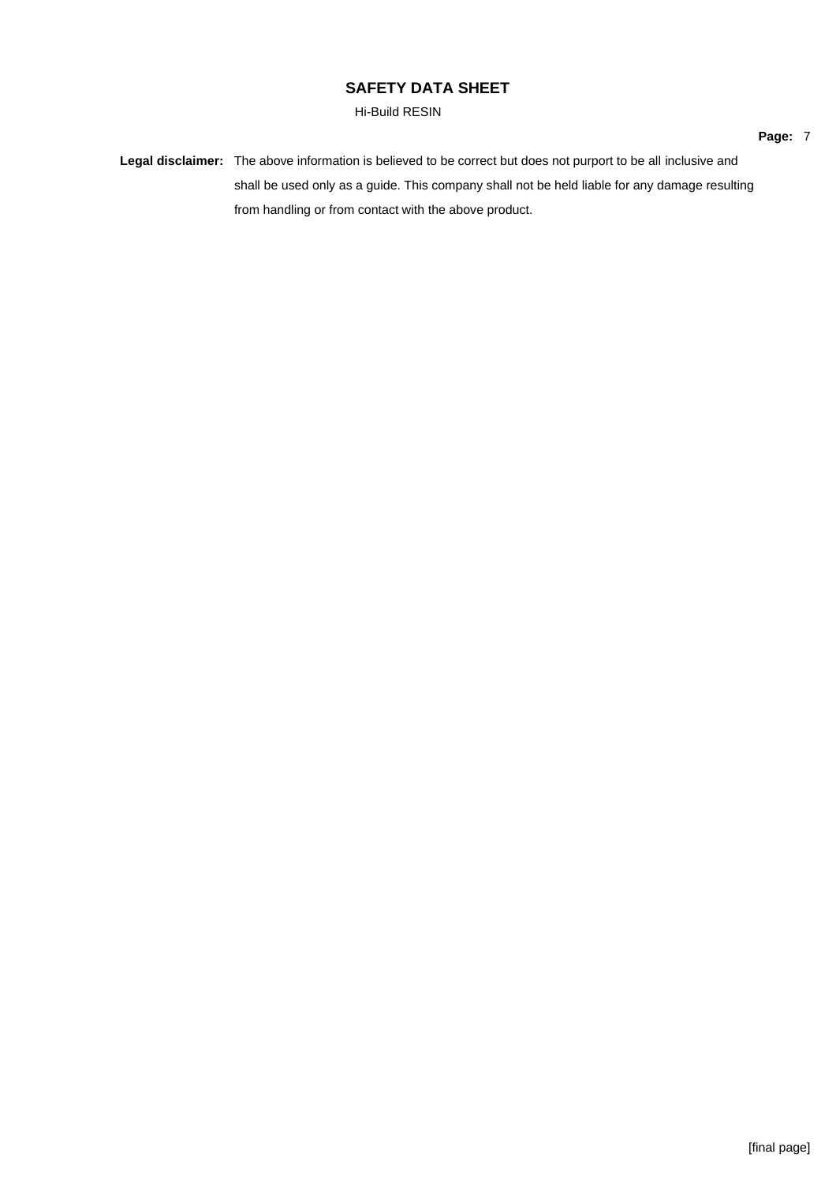**Legal disclaimer:** The above information is believed to be correct but does not purport to be all inclusive and shall be used only as a guide. This company shall not be held liable for any damage resulting from handling or from contact with the above product.

[final page]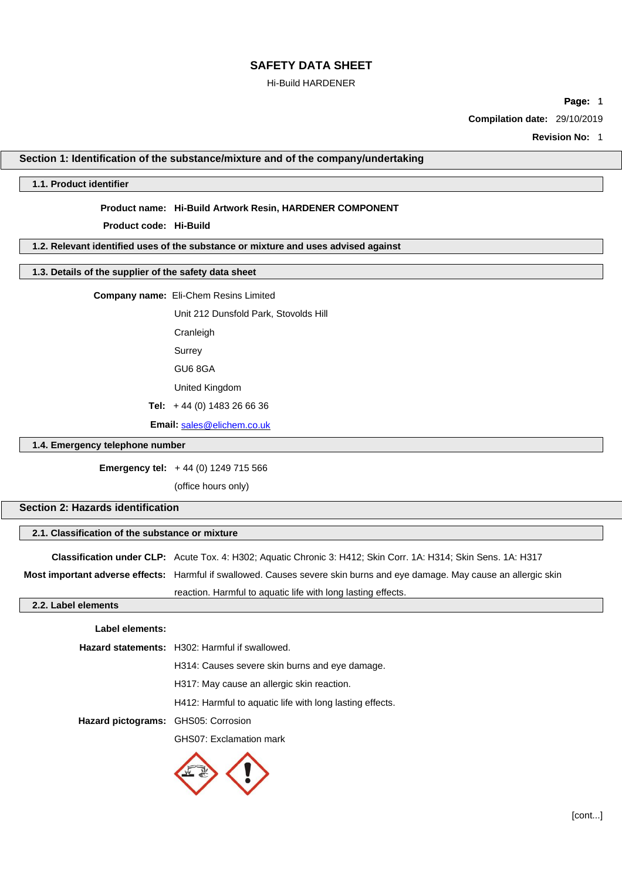# SAFETY DATA SHEET

Hi-Build HARDENER

**Compilation date:** 29/10/2019

**Revision No:** 1

## Section 1: Identification of the substance/mixture and of the company/undertaking

### 1.1. Product identifier

**Product name:** **Hi-Build Artwork Resin, HARDENER COMPONENT**

**Product code:** **Hi-Build**

### 1.2. Relevant identified uses of the substance or mixture and uses advised against

### 1.3. Details of the supplier of the safety data sheet

**Company name:** Eli-Chem Resins Limited

Unit 212 Dunsfold Park, Stovolds Hill

Cranleigh

Surrey

GU6 8GA

United Kingdom

**Tel:** + 44 (0) 1483 26 66 36

**Email:** sales@elichem.co.uk

### 1.4. Emergency telephone number

**Emergency tel:** + 44 (0) 1249 715 566

(office hours only)

## Section 2: Hazards identification

### 2.1. Classification of the substance or mixture

**Classification under CLP:** Acute Tox. 4: H302; Aquatic Chronic 3: H412; Skin Corr. 1A: H314; Skin Sens. 1A: H317

**Most important adverse effects:** Harmful if swallowed. Causes severe skin burns and eye damage. May cause an allergic skin reaction. Harmful to aquatic life with long lasting effects.

### 2.2. Label elements

**Label elements:**

**Hazard statements:** H302: Harmful if swallowed.

H314: Causes severe skin burns and eye damage.

H317: May cause an allergic skin reaction.

H412: Harmful to aquatic life with long lasting effects.

**Hazard pictograms:** GHS05: Corrosion

GHS07: Exclamation mark

[cont...]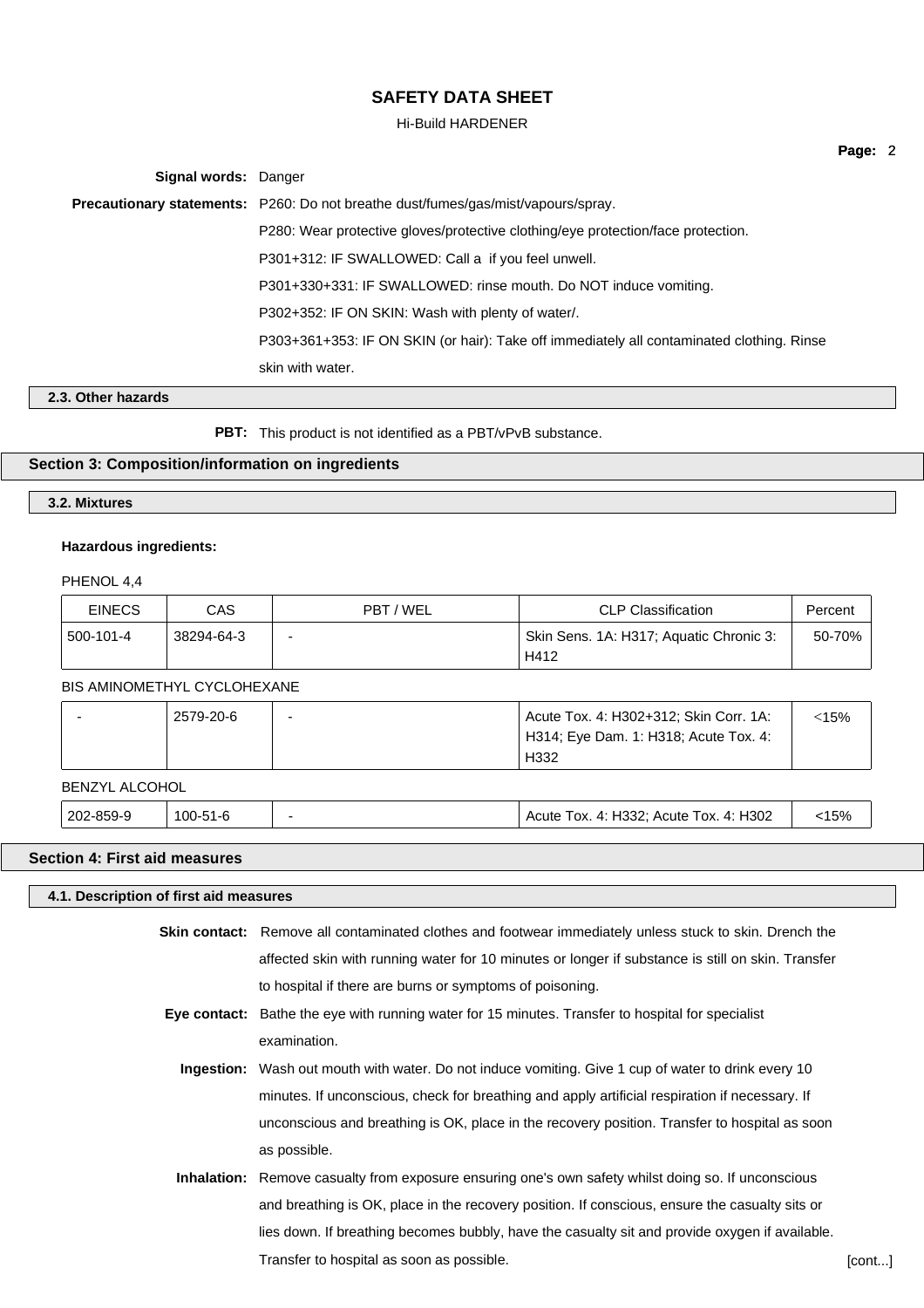Signal words: Danger

**Precautionary statements:** P260: Do not breathe dust/fumes/gas/mist/vapours/spray.

P280: Wear protective gloves/protective clothing/eye protection/face protection.

P301+312: IF SWALLOWED: Call a  if you feel unwell.

P301+330+331: IF SWALLOWED: rinse mouth. Do NOT induce vomiting.

P302+352: IF ON SKIN: Wash with plenty of water/.

P303+361+353: IF ON SKIN (or hair): Take off immediately all contaminated clothing. Rinse skin with water.

### 2.3. Other hazards

**PBT:** This product is not identified as a PBT/vPvB substance.

## Section 3: Composition/information on ingredients

### 3.2. Mixtures

**Hazardous ingredients:**

PHENOL 4,4

| EINECS | CAS | PBT / WEL | CLP Classification | Percent |
|---|---|---|---|---|
| 500-101-4 | 38294-64-3 | - | Skin Sens. 1A: H317; Aquatic Chronic 3: H412 | 50-70% |

BIS AMINOMETHYL CYCLOHEXANE

| EINECS | CAS | PBT / WEL | CLP Classification | Percent |
|---|---|---|---|---|
| - | 2579-20-6 | - | Acute Tox. 4: H302+312; Skin Corr. 1A: H314; Eye Dam. 1: H318; Acute Tox. 4: H332 | <15% |

BENZYL ALCOHOL

| EINECS | CAS | PBT / WEL | CLP Classification | Percent |
|---|---|---|---|---|
| 202-859-9 | 100-51-6 | - | Acute Tox. 4: H332; Acute Tox. 4: H302 | <15% |

## Section 4: First aid measures

### 4.1. Description of first aid measures

**Skin contact:** Remove all contaminated clothes and footwear immediately unless stuck to skin. Drench the affected skin with running water for 10 minutes or longer if substance is still on skin. Transfer to hospital if there are burns or symptoms of poisoning.

**Eye contact:** Bathe the eye with running water for 15 minutes. Transfer to hospital for specialist examination.

**Ingestion:** Wash out mouth with water. Do not induce vomiting. Give 1 cup of water to drink every 10 minutes. If unconscious, check for breathing and apply artificial respiration if necessary. If unconscious and breathing is OK, place in the recovery position. Transfer to hospital as soon as possible.

**Inhalation:** Remove casualty from exposure ensuring one's own safety whilst doing so. If unconscious and breathing is OK, place in the recovery position. If conscious, ensure the casualty sits or lies down. If breathing becomes bubbly, have the casualty sit and provide oxygen if available. Transfer to hospital as soon as possible.

[cont...]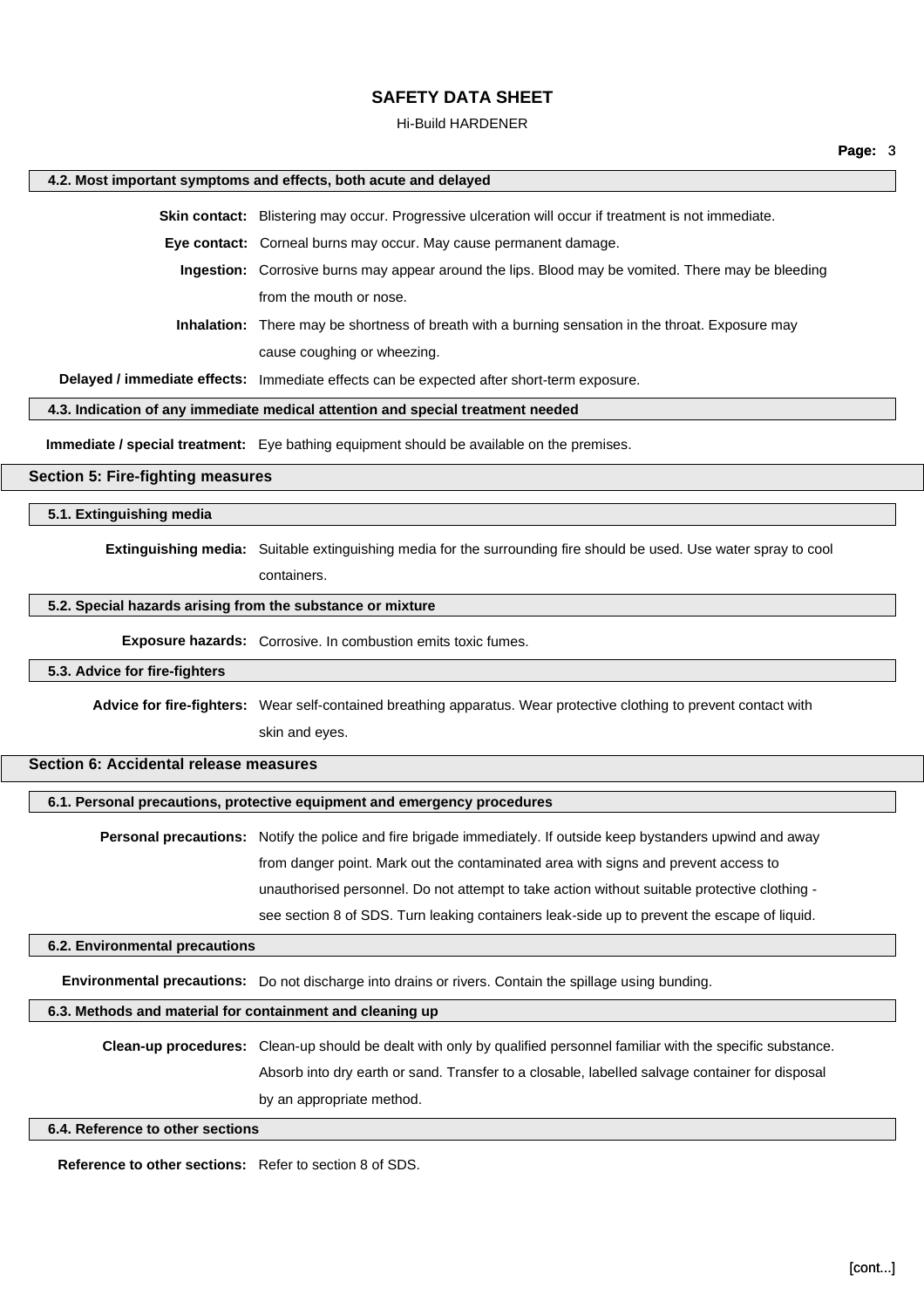### 4.2. Most important symptoms and effects, both acute and delayed

**Skin contact:** Blistering may occur. Progressive ulceration will occur if treatment is not immediate.

**Eye contact:** Corneal burns may occur. May cause permanent damage.

**Ingestion:** Corrosive burns may appear around the lips. Blood may be vomited. There may be bleeding from the mouth or nose.

**Inhalation:** There may be shortness of breath with a burning sensation in the throat. Exposure may cause coughing or wheezing.

**Delayed / immediate effects:** Immediate effects can be expected after short-term exposure.

### 4.3. Indication of any immediate medical attention and special treatment needed

**Immediate / special treatment:** Eye bathing equipment should be available on the premises.

## Section 5: Fire-fighting measures

### 5.1. Extinguishing media

**Extinguishing media:** Suitable extinguishing media for the surrounding fire should be used. Use water spray to cool containers.

### 5.2. Special hazards arising from the substance or mixture

**Exposure hazards:** Corrosive. In combustion emits toxic fumes.

### 5.3. Advice for fire-fighters

**Advice for fire-fighters:** Wear self-contained breathing apparatus. Wear protective clothing to prevent contact with skin and eyes.

## Section 6: Accidental release measures

### 6.1. Personal precautions, protective equipment and emergency procedures

**Personal precautions:** Notify the police and fire brigade immediately. If outside keep bystanders upwind and away from danger point. Mark out the contaminated area with signs and prevent access to unauthorised personnel. Do not attempt to take action without suitable protective clothing - see section 8 of SDS. Turn leaking containers leak-side up to prevent the escape of liquid.

### 6.2. Environmental precautions

**Environmental precautions:** Do not discharge into drains or rivers. Contain the spillage using bunding.

### 6.3. Methods and material for containment and cleaning up

**Clean-up procedures:** Clean-up should be dealt with only by qualified personnel familiar with the specific substance. Absorb into dry earth or sand. Transfer to a closable, labelled salvage container for disposal by an appropriate method.

### 6.4. Reference to other sections

**Reference to other sections:** Refer to section 8 of SDS.

[cont...]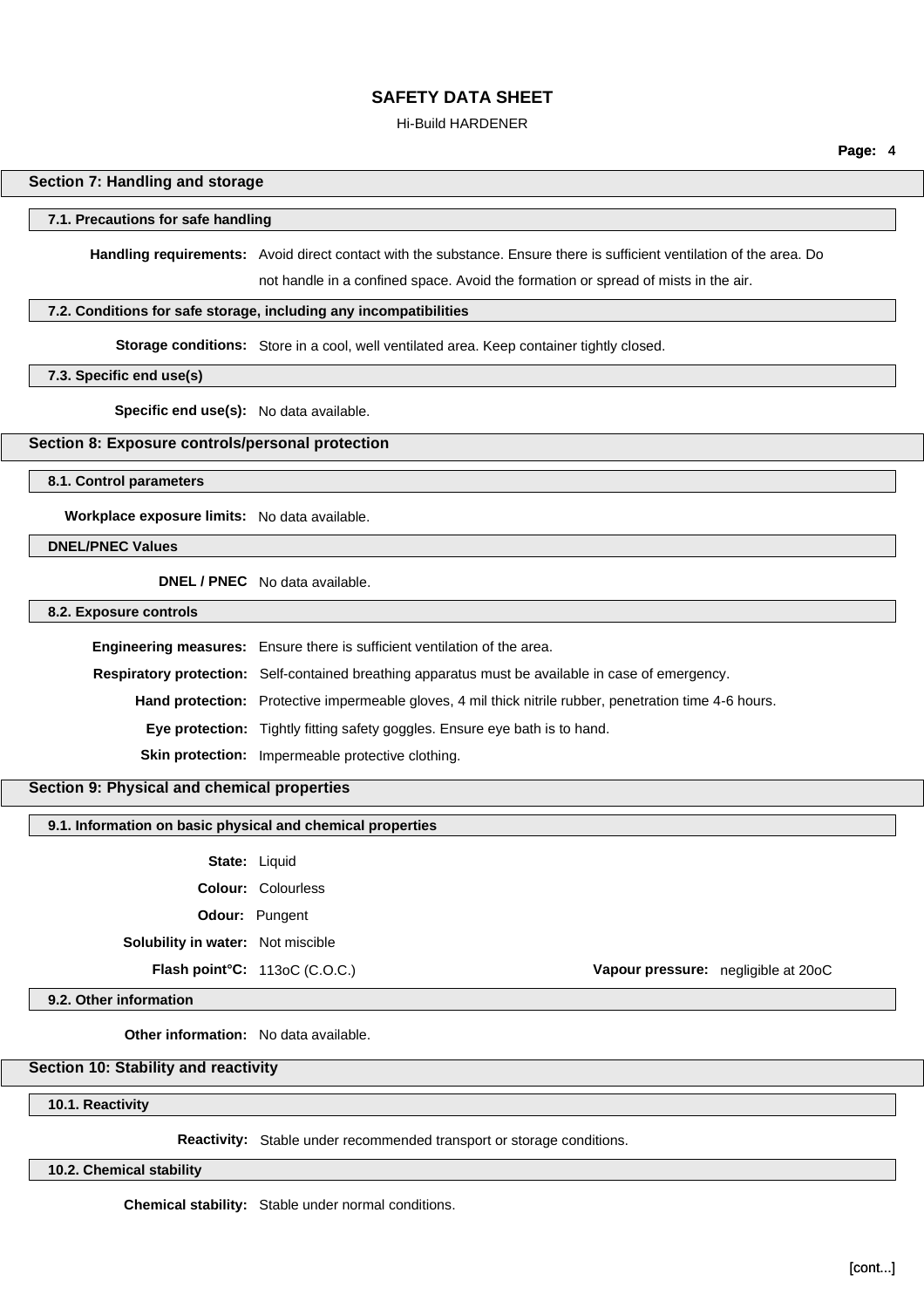## Section 7: Handling and storage

### 7.1. Precautions for safe handling

**Handling requirements:** Avoid direct contact with the substance. Ensure there is sufficient ventilation of the area. Do not handle in a confined space. Avoid the formation or spread of mists in the air.

### 7.2. Conditions for safe storage, including any incompatibilities

**Storage conditions:** Store in a cool, well ventilated area. Keep container tightly closed.

### 7.3. Specific end use(s)

**Specific end use(s):** No data available.

## Section 8: Exposure controls/personal protection

### 8.1. Control parameters

**Workplace exposure limits:** No data available.

### DNEL/PNEC Values

**DNEL / PNEC** No data available.

### 8.2. Exposure controls

**Engineering measures:** Ensure there is sufficient ventilation of the area.

**Respiratory protection:** Self-contained breathing apparatus must be available in case of emergency.

**Hand protection:** Protective impermeable gloves, 4 mil thick nitrile rubber, penetration time 4-6 hours.

**Eye protection:** Tightly fitting safety goggles. Ensure eye bath is to hand.

**Skin protection:** Impermeable protective clothing.

## Section 9: Physical and chemical properties

### 9.1. Information on basic physical and chemical properties

**State:** Liquid

**Colour:** Colourless

**Odour:** Pungent

**Solubility in water:** Not miscible

**Flash point°C:** 113oC (C.O.C.)

**Vapour pressure:** negligible at 20oC

### 9.2. Other information

**Other information:** No data available.

## Section 10: Stability and reactivity

### 10.1. Reactivity

**Reactivity:** Stable under recommended transport or storage conditions.

### 10.2. Chemical stability

**Chemical stability:** Stable under normal conditions.

[cont...]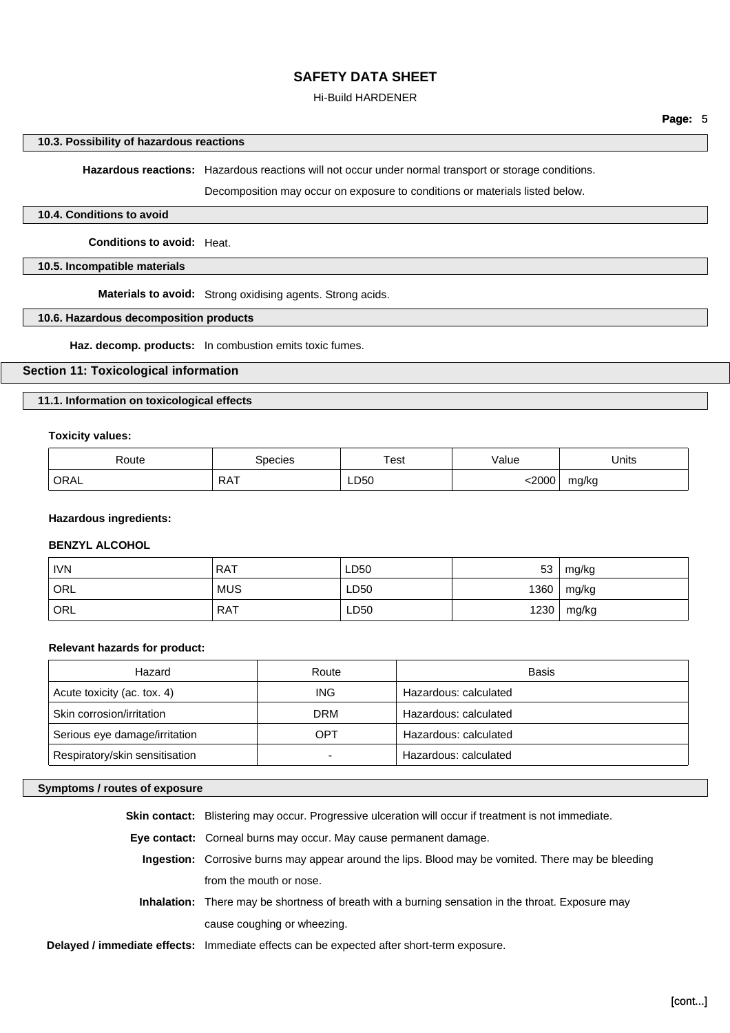### 10.3. Possibility of hazardous reactions

**Hazardous reactions:** Hazardous reactions will not occur under normal transport or storage conditions.

Decomposition may occur on exposure to conditions or materials listed below.

### 10.4. Conditions to avoid

**Conditions to avoid:** Heat.

### 10.5. Incompatible materials

**Materials to avoid:** Strong oxidising agents. Strong acids.

### 10.6. Hazardous decomposition products

**Haz. decomp. products:** In combustion emits toxic fumes.

## Section 11: Toxicological information

### 11.1. Information on toxicological effects

**Toxicity values:**

| Route | Species | Test | Value | Units |
|---|---|---|---|---|
| ORAL | RAT | LD50 | <2000 | mg/kg |

**Hazardous ingredients:**

**BENZYL ALCOHOL**

| | | | | |
|---|---|---|---|---|
| IVN | RAT | LD50 | 53 | mg/kg |
| ORL | MUS | LD50 | 1360 | mg/kg |
| ORL | RAT | LD50 | 1230 | mg/kg |

**Relevant hazards for product:**

| Hazard | Route | Basis |
|---|---|---|
| Acute toxicity (ac. tox. 4) | ING | Hazardous: calculated |
| Skin corrosion/irritation | DRM | Hazardous: calculated |
| Serious eye damage/irritation | OPT | Hazardous: calculated |
| Respiratory/skin sensitisation | - | Hazardous: calculated |

### Symptoms / routes of exposure

**Skin contact:** Blistering may occur. Progressive ulceration will occur if treatment is not immediate.

**Eye contact:** Corneal burns may occur. May cause permanent damage.

**Ingestion:** Corrosive burns may appear around the lips. Blood may be vomited. There may be bleeding from the mouth or nose.

**Inhalation:** There may be shortness of breath with a burning sensation in the throat. Exposure may cause coughing or wheezing.

**Delayed / immediate effects:** Immediate effects can be expected after short-term exposure.

[cont...]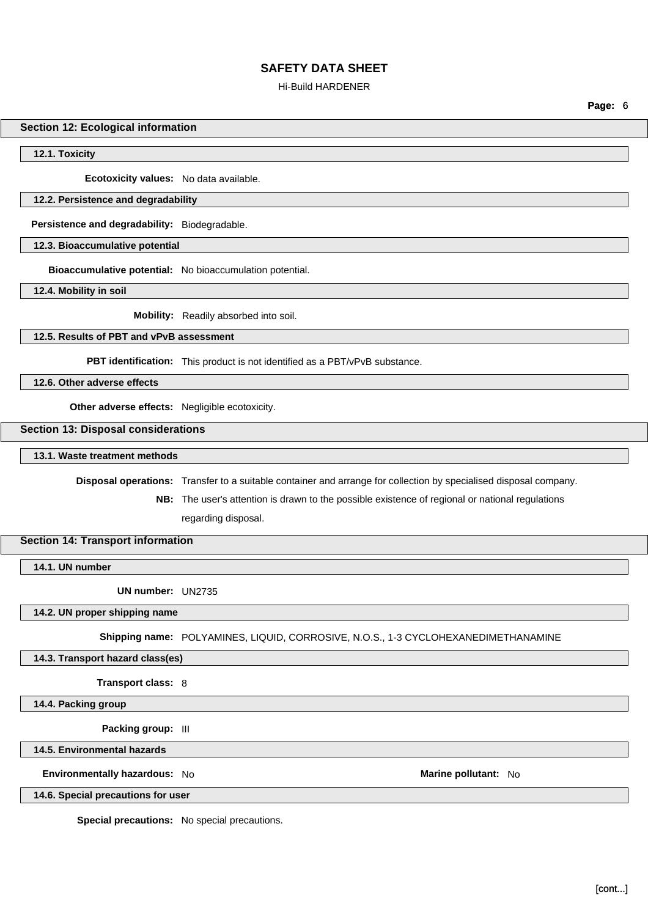## Section 12: Ecological information

### 12.1. Toxicity

**Ecotoxicity values:** No data available.

### 12.2. Persistence and degradability

**Persistence and degradability:** Biodegradable.

### 12.3. Bioaccumulative potential

**Bioaccumulative potential:** No bioaccumulation potential.

### 12.4. Mobility in soil

**Mobility:** Readily absorbed into soil.

### 12.5. Results of PBT and vPvB assessment

**PBT identification:** This product is not identified as a PBT/vPvB substance.

### 12.6. Other adverse effects

**Other adverse effects:** Negligible ecotoxicity.

## Section 13: Disposal considerations

### 13.1. Waste treatment methods

**Disposal operations:** Transfer to a suitable container and arrange for collection by specialised disposal company.

**NB:** The user's attention is drawn to the possible existence of regional or national regulations regarding disposal.

## Section 14: Transport information

### 14.1. UN number

**UN number:** UN2735

### 14.2. UN proper shipping name

**Shipping name:** POLYAMINES, LIQUID, CORROSIVE, N.O.S., 1-3 CYCLOHEXANEDIMETHANAMINE

### 14.3. Transport hazard class(es)

**Transport class:** 8

### 14.4. Packing group

**Packing group:** III

### 14.5. Environmental hazards

**Environmentally hazardous:** No

**Marine pollutant:** No

### 14.6. Special precautions for user

**Special precautions:** No special precautions.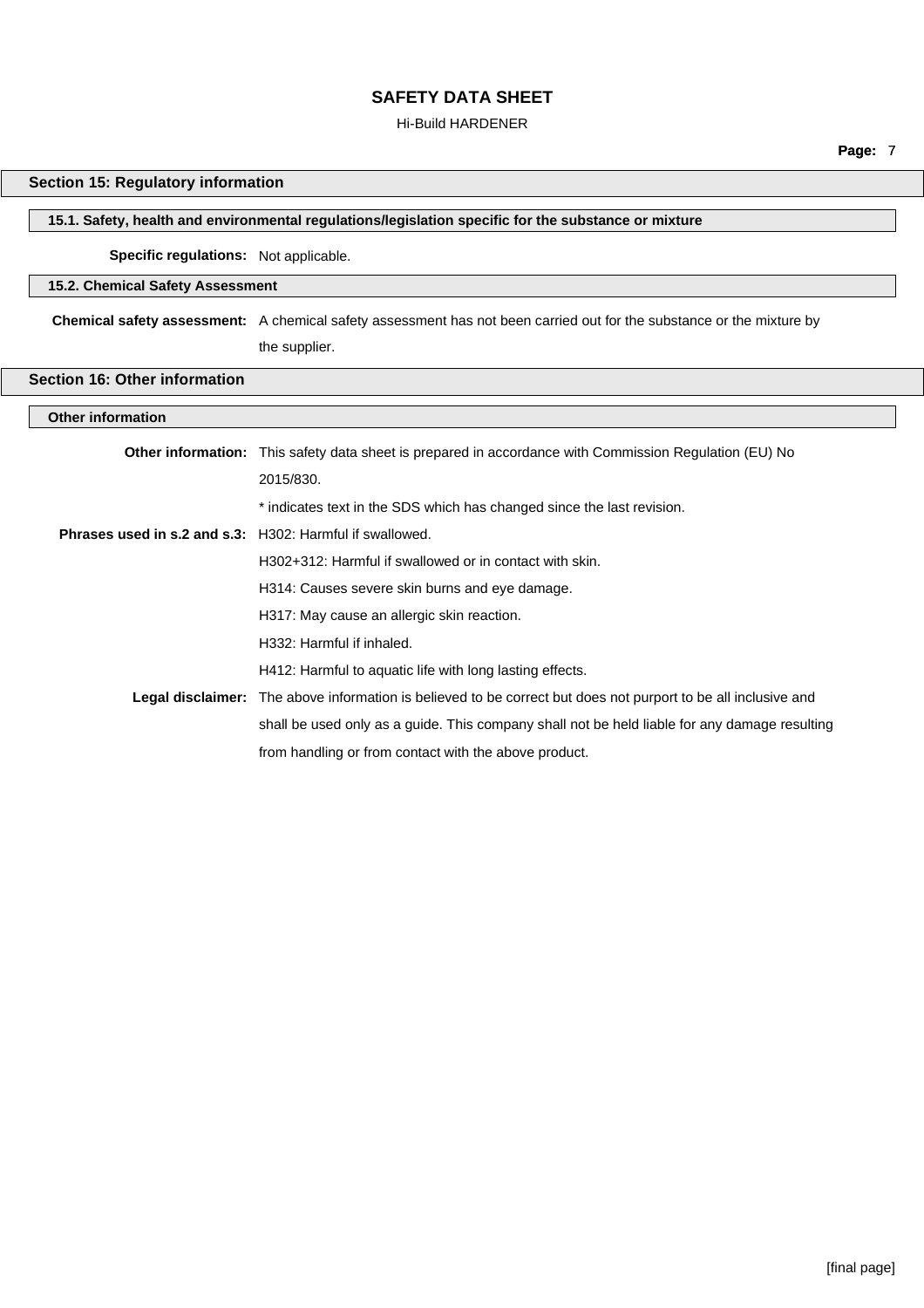## Section 15: Regulatory information

### 15.1. Safety, health and environmental regulations/legislation specific for the substance or mixture

**Specific regulations:** Not applicable.

### 15.2. Chemical Safety Assessment

**Chemical safety assessment:** A chemical safety assessment has not been carried out for the substance or the mixture by the supplier.

## Section 16: Other information

### Other information

**Other information:** This safety data sheet is prepared in accordance with Commission Regulation (EU) No 2015/830.

* indicates text in the SDS which has changed since the last revision.

**Phrases used in s.2 and s.3:** H302: Harmful if swallowed.

H302+312: Harmful if swallowed or in contact with skin.

H314: Causes severe skin burns and eye damage.

H317: May cause an allergic skin reaction.

H332: Harmful if inhaled.

H412: Harmful to aquatic life with long lasting effects.

**Legal disclaimer:** The above information is believed to be correct but does not purport to be all inclusive and shall be used only as a guide. This company shall not be held liable for any damage resulting from handling or from contact with the above product.

[final page]